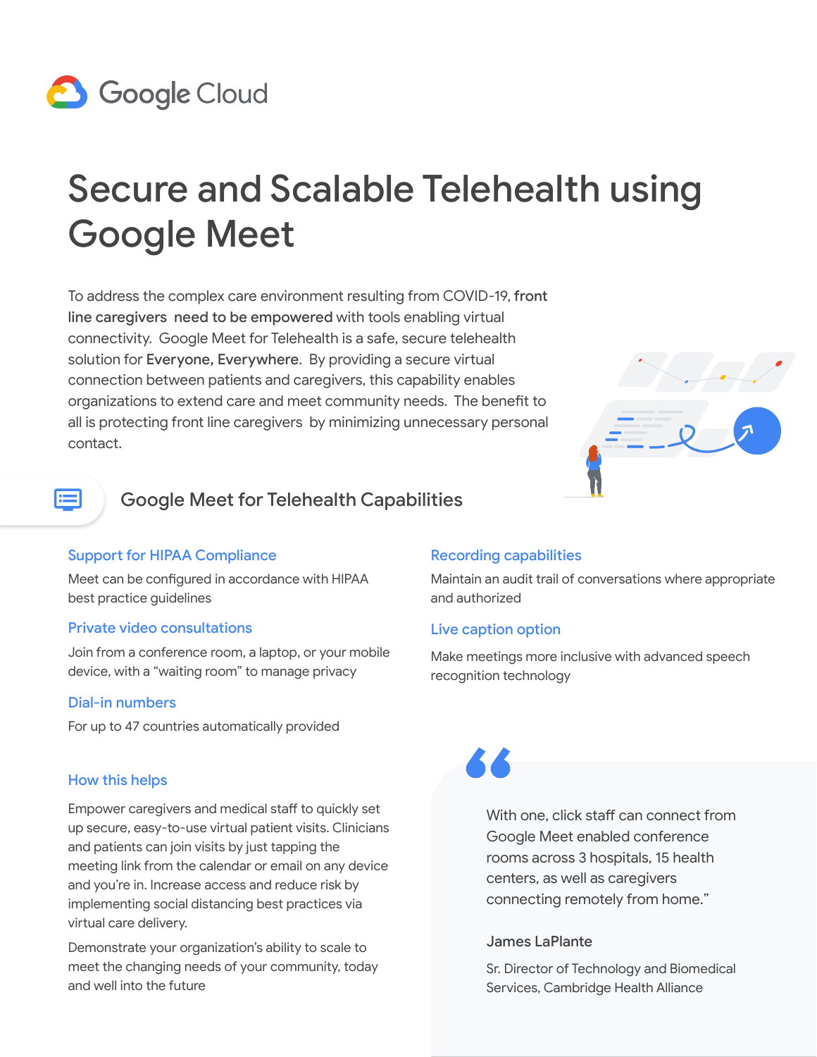Google Cloud

# Secure and Scalable Telehealth using Google Meet

To address the complex care environment resulting from COVID-19, **front line caregivers need to be empowered** with tools enabling virtual connectivity. Google Meet for Telehealth is a safe, secure telehealth solution for **Everyone, Everywhere**. By providing a secure virtual connection between patients and caregivers, this capability enables organizations to extend care and meet community needs. The benefit to all is protecting front line caregivers by minimizing unnecessary personal contact.

## Google Meet for Telehealth Capabilities

### Support for HIPAA Compliance

Meet can be configured in accordance with HIPAA best practice guidelines

### Private video consultations

Join from a conference room, a laptop, or your mobile device, with a "waiting room" to manage privacy

### Dial-in numbers

For up to 47 countries automatically provided

### Recording capabilities

Maintain an audit trail of conversations where appropriate and authorized

### Live caption option

Make meetings more inclusive with advanced speech recognition technology

### How this helps

Empower caregivers and medical staff to quickly set up secure, easy-to-use virtual patient visits. Clinicians and patients can join visits by just tapping the meeting link from the calendar or email on any device and you're in. Increase access and reduce risk by implementing social distancing best practices via virtual care delivery.

Demonstrate your organization's ability to scale to meet the changing needs of your community, today and well into the future

> With one, click staff can connect from Google Meet enabled conference rooms across 3 hospitals, 15 health centers, as well as caregivers connecting remotely from home."
>
> James LaPlante
>
> Sr. Director of Technology and Biomedical Services, Cambridge Health Alliance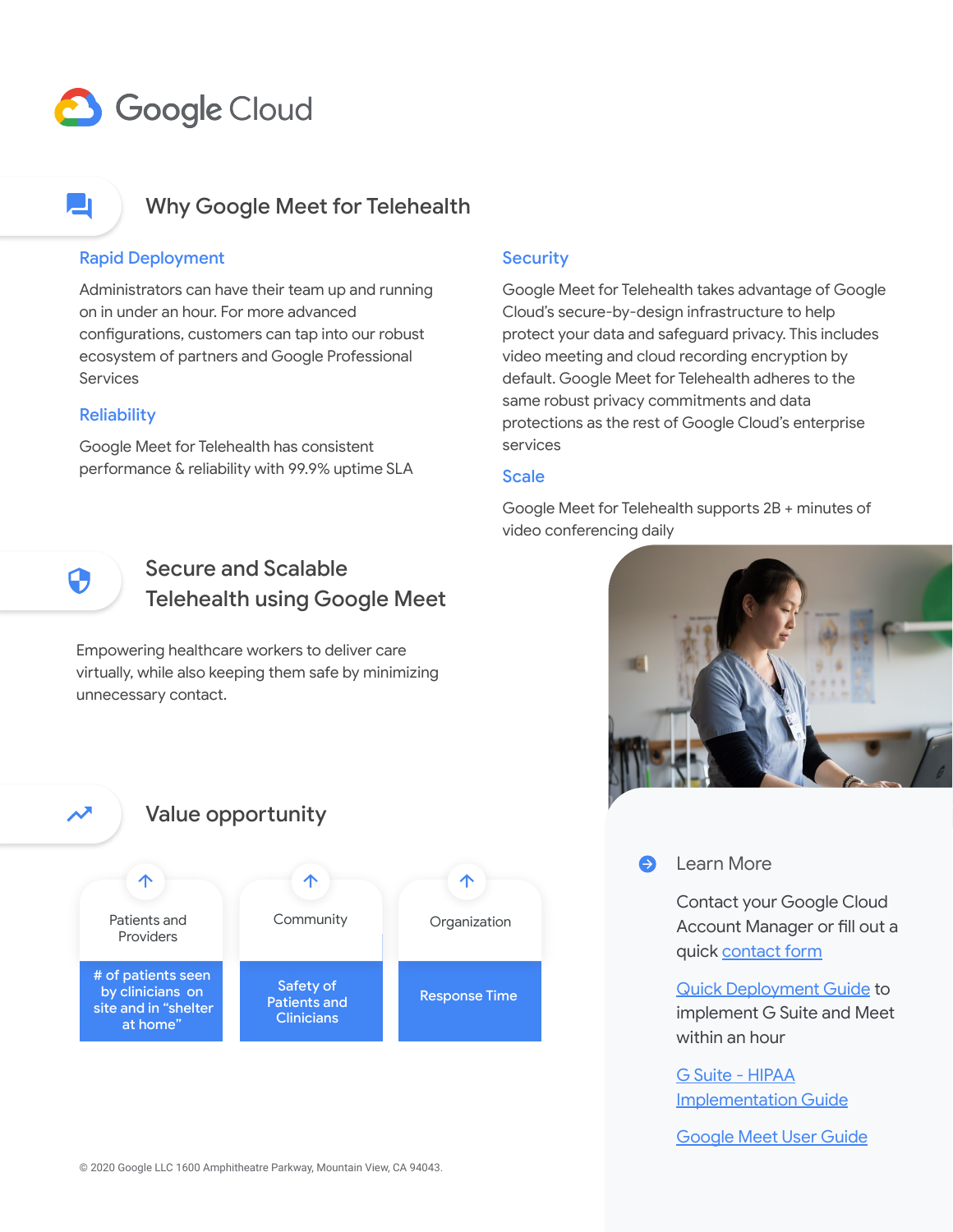# Google Cloud

## Why Google Meet for Telehealth

### Rapid Deployment

Administrators can have their team up and running on in under an hour. For more advanced configurations, customers can tap into our robust ecosystem of partners and Google Professional Services

### Reliability

Google Meet for Telehealth has consistent performance & reliability with 99.9% uptime SLA

### Security

Google Meet for Telehealth takes advantage of Google Cloud's secure-by-design infrastructure to help protect your data and safeguard privacy. This includes video meeting and cloud recording encryption by default. Google Meet for Telehealth adheres to the same robust privacy commitments and data protections as the rest of Google Cloud's enterprise services

### Scale

Google Meet for Telehealth supports 2B + minutes of video conferencing daily

## Secure and Scalable Telehealth using Google Meet

Empowering healthcare workers to deliver care virtually, while also keeping them safe by minimizing unnecessary contact.

## Value opportunity

| Patients and Providers | Community | Organization |
| --- | --- | --- |
| # of patients seen by clinicians on site and in "shelter at home" | Safety of Patients and Clinicians | Response Time |

### Learn More

Contact your Google Cloud Account Manager or fill out a quick contact form

Quick Deployment Guide to implement G Suite and Meet within an hour

G Suite - HIPAA Implementation Guide

Google Meet User Guide

© 2020 Google LLC 1600 Amphitheatre Parkway, Mountain View, CA 94043.